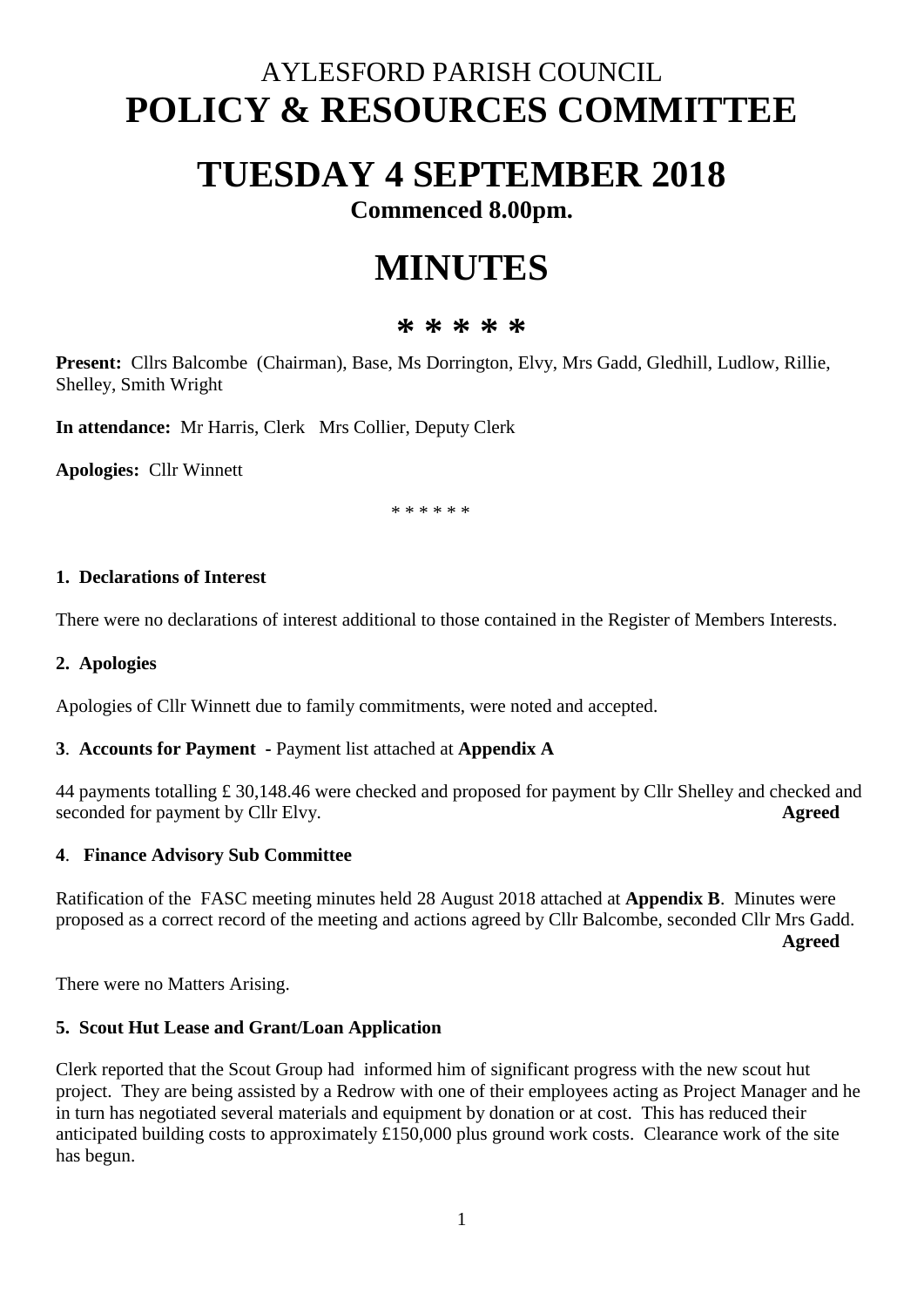# AYLESFORD PARISH COUNCIL
# POLICY & RESOURCES COMMITTEE

# TUESDAY 4 SEPTEMBER 2018

**Commenced 8.00pm.**

# MINUTES

**\* \* \* \* \***

**Present:** Cllrs Balcombe (Chairman), Base, Ms Dorrington, Elvy, Mrs Gadd, Gledhill, Ludlow, Rillie, Shelley, Smith Wright

**In attendance:** Mr Harris, Clerk Mrs Collier, Deputy Clerk

**Apologies:** Cllr Winnett

\* \* \* \* \* \*

**1. Declarations of Interest**

There were no declarations of interest additional to those contained in the Register of Members Interests.

**2. Apologies**

Apologies of Cllr Winnett due to family commitments, were noted and accepted.

**3. Accounts for Payment -** Payment list attached at **Appendix A**

44 payments totalling £ 30,148.46 were checked and proposed for payment by Cllr Shelley and checked and seconded for payment by Cllr Elvy. **Agreed**

**4. Finance Advisory Sub Committee**

Ratification of the FASC meeting minutes held 28 August 2018 attached at **Appendix B**. Minutes were proposed as a correct record of the meeting and actions agreed by Cllr Balcombe, seconded Cllr Mrs Gadd. **Agreed**

There were no Matters Arising.

**5. Scout Hut Lease and Grant/Loan Application**

Clerk reported that the Scout Group had informed him of significant progress with the new scout hut project. They are being assisted by a Redrow with one of their employees acting as Project Manager and he in turn has negotiated several materials and equipment by donation or at cost. This has reduced their anticipated building costs to approximately £150,000 plus ground work costs. Clearance work of the site has begun.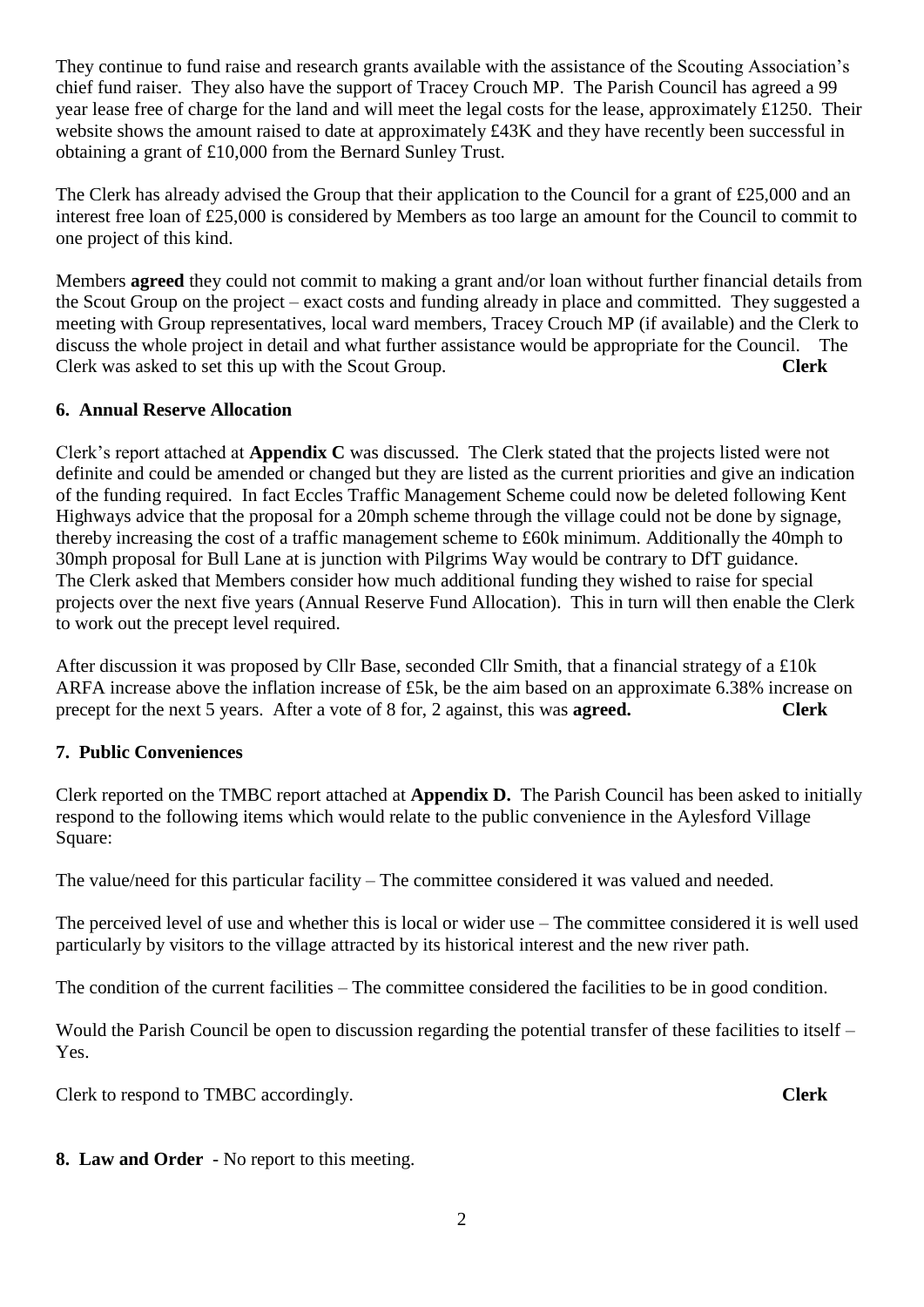They continue to fund raise and research grants available with the assistance of the Scouting Association's chief fund raiser. They also have the support of Tracey Crouch MP. The Parish Council has agreed a 99 year lease free of charge for the land and will meet the legal costs for the lease, approximately £1250. Their website shows the amount raised to date at approximately £43K and they have recently been successful in obtaining a grant of £10,000 from the Bernard Sunley Trust.

The Clerk has already advised the Group that their application to the Council for a grant of £25,000 and an interest free loan of £25,000 is considered by Members as too large an amount for the Council to commit to one project of this kind.

Members **agreed** they could not commit to making a grant and/or loan without further financial details from the Scout Group on the project – exact costs and funding already in place and committed. They suggested a meeting with Group representatives, local ward members, Tracey Crouch MP (if available) and the Clerk to discuss the whole project in detail and what further assistance would be appropriate for the Council. The Clerk was asked to set this up with the Scout Group. **Clerk**

### 6. Annual Reserve Allocation

Clerk's report attached at **Appendix C** was discussed. The Clerk stated that the projects listed were not definite and could be amended or changed but they are listed as the current priorities and give an indication of the funding required. In fact Eccles Traffic Management Scheme could now be deleted following Kent Highways advice that the proposal for a 20mph scheme through the village could not be done by signage, thereby increasing the cost of a traffic management scheme to £60k minimum. Additionally the 40mph to 30mph proposal for Bull Lane at is junction with Pilgrims Way would be contrary to DfT guidance. The Clerk asked that Members consider how much additional funding they wished to raise for special projects over the next five years (Annual Reserve Fund Allocation). This in turn will then enable the Clerk to work out the precept level required.

After discussion it was proposed by Cllr Base, seconded Cllr Smith, that a financial strategy of a £10k ARFA increase above the inflation increase of £5k, be the aim based on an approximate 6.38% increase on precept for the next 5 years. After a vote of 8 for, 2 against, this was **agreed.** **Clerk**

### 7. Public Conveniences

Clerk reported on the TMBC report attached at **Appendix D.** The Parish Council has been asked to initially respond to the following items which would relate to the public convenience in the Aylesford Village Square:

The value/need for this particular facility – The committee considered it was valued and needed.

The perceived level of use and whether this is local or wider use – The committee considered it is well used particularly by visitors to the village attracted by its historical interest and the new river path.

The condition of the current facilities – The committee considered the facilities to be in good condition.

Would the Parish Council be open to discussion regarding the potential transfer of these facilities to itself – Yes.

Clerk to respond to TMBC accordingly. **Clerk**

**8. Law and Order** - No report to this meeting.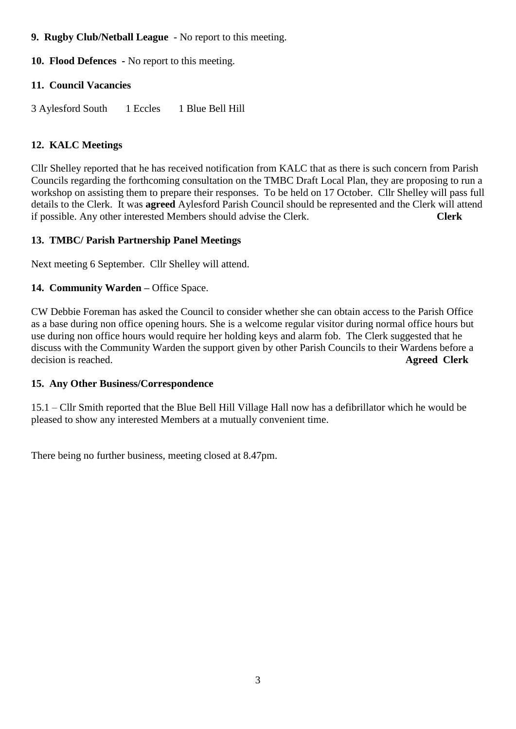**9. Rugby Club/Netball League** - No report to this meeting.

**10. Flood Defences** - No report to this meeting.

**11. Council Vacancies**

3 Aylesford South 1 Eccles 1 Blue Bell Hill

**12. KALC Meetings**

Cllr Shelley reported that he has received notification from KALC that as there is such concern from Parish Councils regarding the forthcoming consultation on the TMBC Draft Local Plan, they are proposing to run a workshop on assisting them to prepare their responses. To be held on 17 October. Cllr Shelley will pass full details to the Clerk. It was **agreed** Aylesford Parish Council should be represented and the Clerk will attend if possible. Any other interested Members should advise the Clerk. **Clerk**

**13. TMBC/ Parish Partnership Panel Meetings**

Next meeting 6 September. Cllr Shelley will attend.

**14. Community Warden –** Office Space.

CW Debbie Foreman has asked the Council to consider whether she can obtain access to the Parish Office as a base during non office opening hours. She is a welcome regular visitor during normal office hours but use during non office hours would require her holding keys and alarm fob. The Clerk suggested that he discuss with the Community Warden the support given by other Parish Councils to their Wardens before a decision is reached. **Agreed Clerk**

**15. Any Other Business/Correspondence**

15.1 – Cllr Smith reported that the Blue Bell Hill Village Hall now has a defibrillator which he would be pleased to show any interested Members at a mutually convenient time.

There being no further business, meeting closed at 8.47pm.